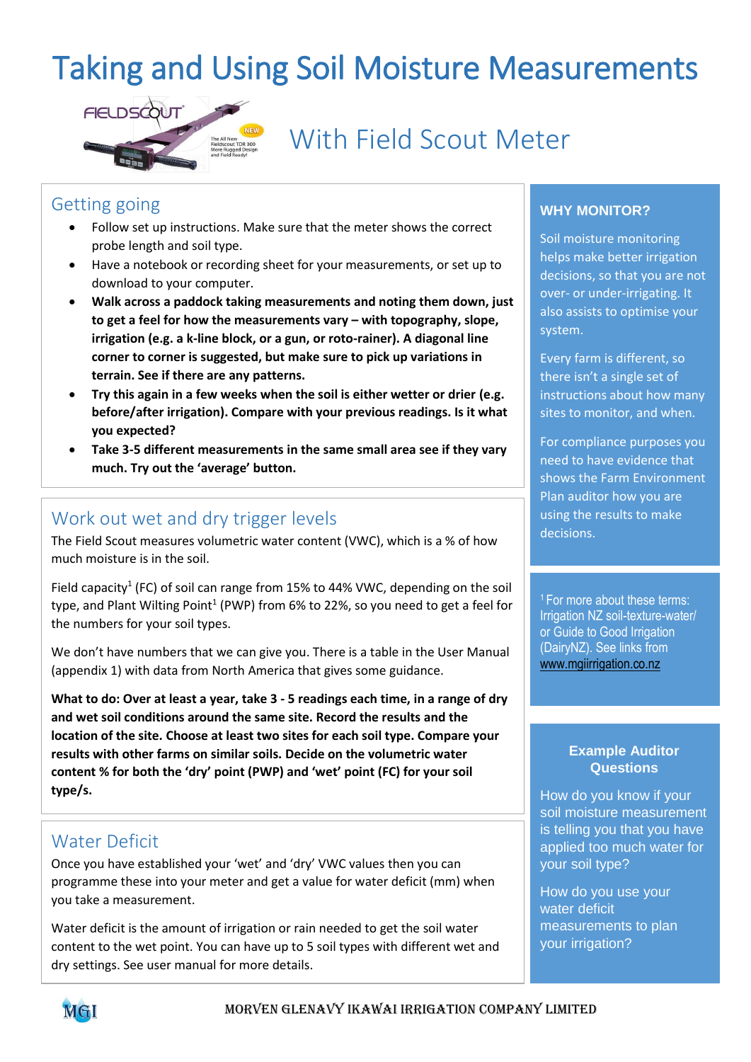# Taking and Using Soil Moisture Measurements

## With Field Scout Meter

### Getting going

- Follow set up instructions. Make sure that the meter shows the correct probe length and soil type.
- Have a notebook or recording sheet for your measurements, or set up to download to your computer.
- **Walk across a paddock taking measurements and noting them down, just to get a feel for how the measurements vary – with topography, slope, irrigation (e.g. a k-line block, or a gun, or roto-rainer). A diagonal line corner to corner is suggested, but make sure to pick up variations in terrain. See if there are any patterns.**
- **Try this again in a few weeks when the soil is either wetter or drier (e.g. before/after irrigation). Compare with your previous readings. Is it what you expected?**
- **Take 3-5 different measurements in the same small area see if they vary much. Try out the 'average' button.**

### Work out wet and dry trigger levels

The Field Scout measures volumetric water content (VWC), which is a % of how much moisture is in the soil.

Field capacity[1] (FC) of soil can range from 15% to 44% VWC, depending on the soil type, and Plant Wilting Point[1] (PWP) from 6% to 22%, so you need to get a feel for the numbers for your soil types.

We don't have numbers that we can give you. There is a table in the User Manual (appendix 1) with data from North America that gives some guidance.

**What to do: Over at least a year, take 3 - 5 readings each time, in a range of dry and wet soil conditions around the same site. Record the results and the location of the site. Choose at least two sites for each soil type. Compare your results with other farms on similar soils. Decide on the volumetric water content % for both the 'dry' point (PWP) and 'wet' point (FC) for your soil type/s.**

### Water Deficit

Once you have established your 'wet' and 'dry' VWC values then you can programme these into your meter and get a value for water deficit (mm) when you take a measurement.

Water deficit is the amount of irrigation or rain needed to get the soil water content to the wet point. You can have up to 5 soil types with different wet and dry settings. See user manual for more details.

### WHY MONITOR?

Soil moisture monitoring helps make better irrigation decisions, so that you are not over- or under-irrigating. It also assists to optimise your system.

Every farm is different, so there isn't a single set of instructions about how many sites to monitor, and when.

For compliance purposes you need to have evidence that shows the Farm Environment Plan auditor how you are using the results to make decisions.

[1] For more about these terms: Irrigation NZ soil-texture-water/ or Guide to Good Irrigation (DairyNZ). See links from www.mgiirrigation.co.nz

### Example Auditor Questions

How do you know if your soil moisture measurement is telling you that you have applied too much water for your soil type?

How do you use your water deficit measurements to plan your irrigation?

MORVEN GLENAVY IKAWAI IRRIGATION COMPANY LIMITED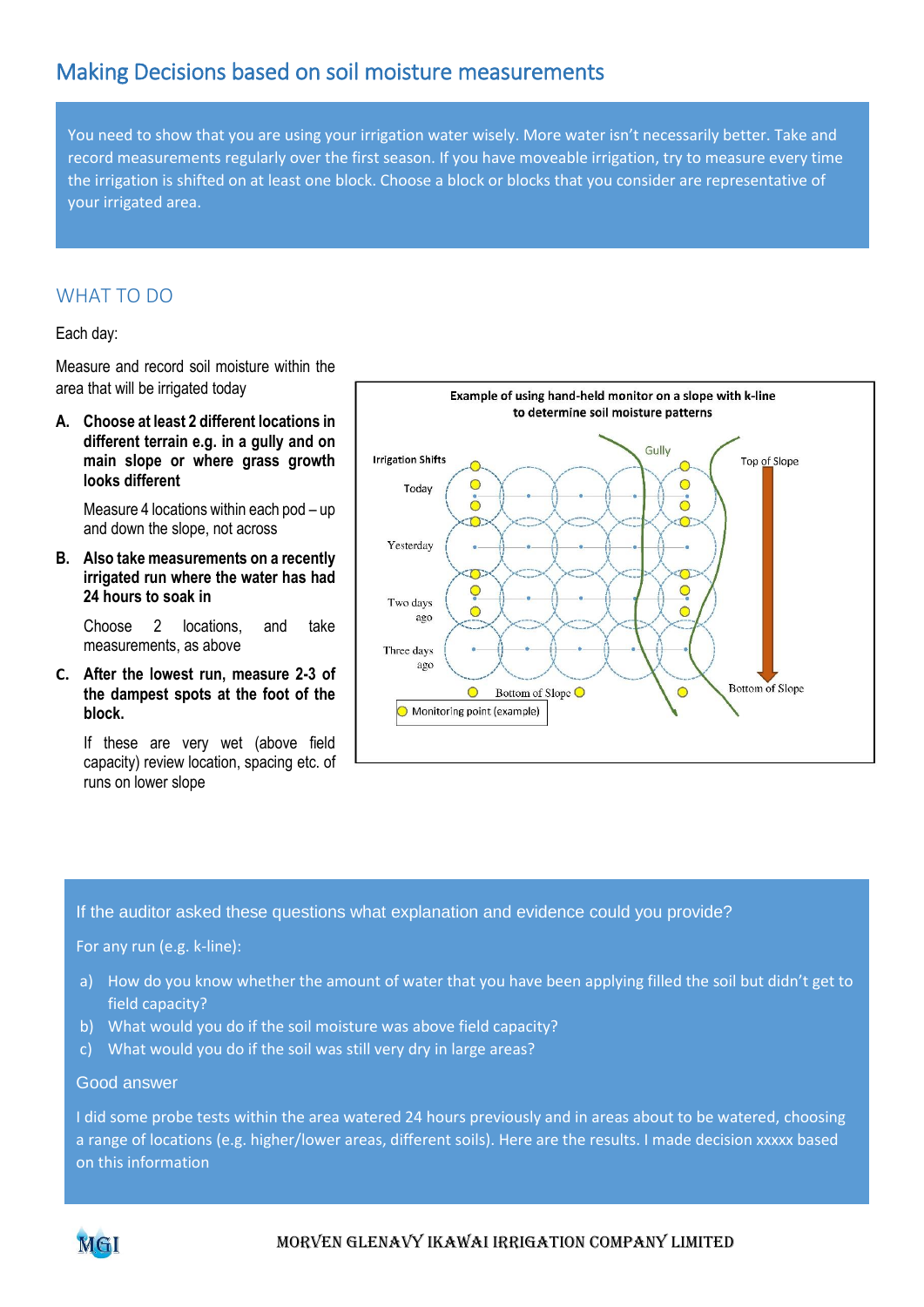# Making Decisions based on soil moisture measurements

You need to show that you are using your irrigation water wisely. More water isn't necessarily better. Take and record measurements regularly over the first season. If you have moveable irrigation, try to measure every time the irrigation is shifted on at least one block. Choose a block or blocks that you consider are representative of your irrigated area.

## WHAT TO DO

Each day:

Measure and record soil moisture within the area that will be irrigated today

**A. Choose at least 2 different locations in different terrain e.g. in a gully and on main slope or where grass growth looks different**

Measure 4 locations within each pod – up and down the slope, not across

**B. Also take measurements on a recently irrigated run where the water has had 24 hours to soak in**

Choose 2 locations, and take measurements, as above

**C. After the lowest run, measure 2-3 of the dampest spots at the foot of the block.**

If these are very wet (above field capacity) review location, spacing etc. of runs on lower slope

Example of using hand-held monitor on a slope with k-line to determine soil moisture patterns

Irrigation Shifts: Today, Yesterday, Two days ago, Three days ago. Gully. Top of Slope. Bottom of Slope. Monitoring point (example)

If the auditor asked these questions what explanation and evidence could you provide?

For any run (e.g. k-line):

a) How do you know whether the amount of water that you have been applying filled the soil but didn't get to field capacity?
b) What would you do if the soil moisture was above field capacity?
c) What would you do if the soil was still very dry in large areas?

Good answer

I did some probe tests within the area watered 24 hours previously and in areas about to be watered, choosing a range of locations (e.g. higher/lower areas, different soils). Here are the results. I made decision xxxxx based on this information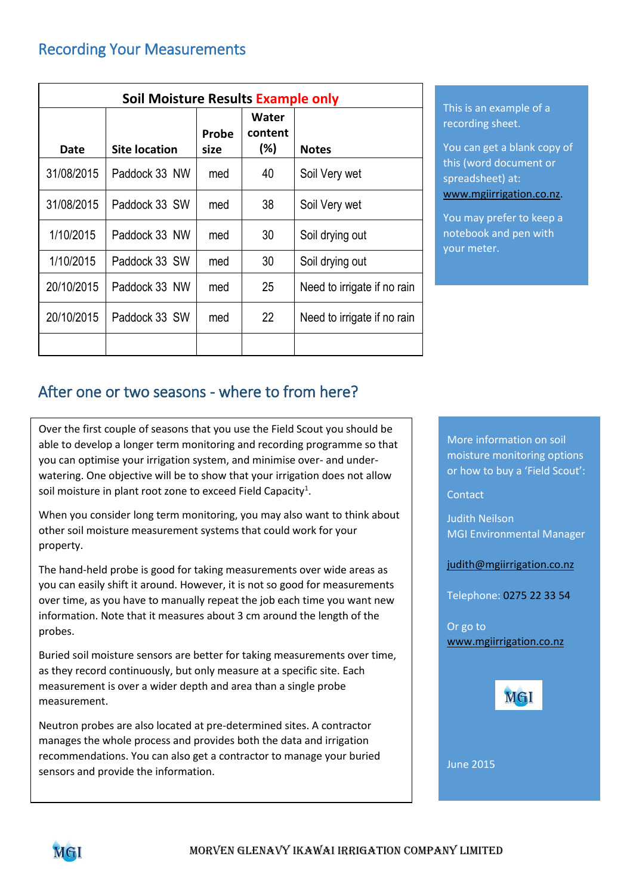## Recording Your Measurements

| **Soil Moisture Results Example only** | | | | |
|---|---|---|---|---|
| **Date** | **Site location** | **Probe size** | **Water content (%)** | **Notes** |
| 31/08/2015 | Paddock 33 NW | med | 40 | Soil Very wet |
| 31/08/2015 | Paddock 33 SW | med | 38 | Soil Very wet |
| 1/10/2015 | Paddock 33 NW | med | 30 | Soil drying out |
| 1/10/2015 | Paddock 33 SW | med | 30 | Soil drying out |
| 20/10/2015 | Paddock 33 NW | med | 25 | Need to irrigate if no rain |
| 20/10/2015 | Paddock 33 SW | med | 22 | Need to irrigate if no rain |
| | | | | |

This is an example of a recording sheet.

You can get a blank copy of this (word document or spreadsheet) at: www.mgiirrigation.co.nz.

You may prefer to keep a notebook and pen with your meter.

## After one or two seasons - where to from here?

Over the first couple of seasons that you use the Field Scout you should be able to develop a longer term monitoring and recording programme so that you can optimise your irrigation system, and minimise over- and under-watering. One objective will be to show that your irrigation does not allow soil moisture in plant root zone to exceed Field Capacity[1].

When you consider long term monitoring, you may also want to think about other soil moisture measurement systems that could work for your property.

The hand-held probe is good for taking measurements over wide areas as you can easily shift it around. However, it is not so good for measurements over time, as you have to manually repeat the job each time you want new information. Note that it measures about 3 cm around the length of the probes.

Buried soil moisture sensors are better for taking measurements over time, as they record continuously, but only measure at a specific site. Each measurement is over a wider depth and area than a single probe measurement.

Neutron probes are also located at pre-determined sites. A contractor manages the whole process and provides both the data and irrigation recommendations. You can also get a contractor to manage your buried sensors and provide the information.

More information on soil moisture monitoring options or how to buy a 'Field Scout':

Contact

Judith Neilson
MGI Environmental Manager

judith@mgiirrigation.co.nz

Telephone: 0275 22 33 54

Or go to
www.mgiirrigation.co.nz

MGI

June 2015

MORVEN GLENAVY IKAWAI IRRIGATION COMPANY LIMITED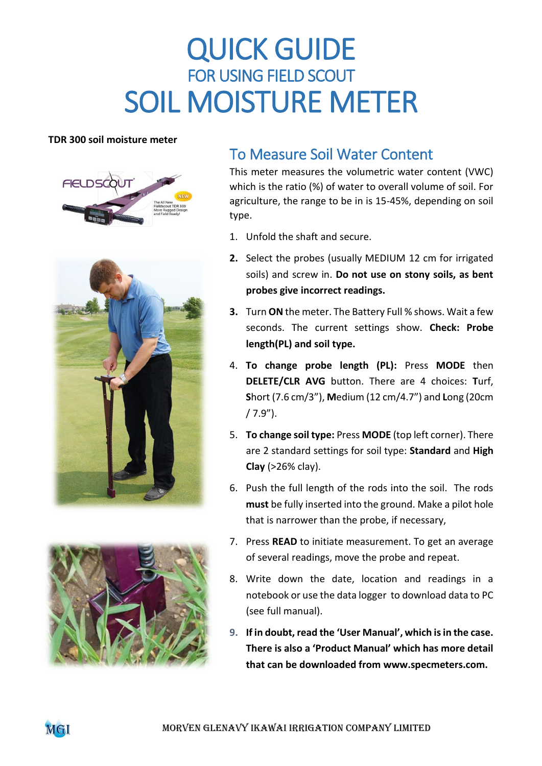# QUICK GUIDE

## FOR USING FIELD SCOUT

# SOIL MOISTURE METER

**TDR 300 soil moisture meter**

## To Measure Soil Water Content

This meter measures the volumetric water content (VWC) which is the ratio (%) of water to overall volume of soil. For agriculture, the range to be in is 15-45%, depending on soil type.

1. Unfold the shaft and secure.
2. Select the probes (usually MEDIUM 12 cm for irrigated soils) and screw in. **Do not use on stony soils, as bent probes give incorrect readings.**
3. Turn **ON** the meter. The Battery Full % shows. Wait a few seconds. The current settings show. **Check: Probe length(PL) and soil type.**
4. **To change probe length (PL):** Press **MODE** then **DELETE/CLR AVG** button. There are 4 choices: **T**urf, **S**hort (7.6 cm/3”), **M**edium (12 cm/4.7”) and **L**ong (20cm / 7.9”).
5. **To change soil type:** Press **MODE** (top left corner). There are 2 standard settings for soil type: **Standard** and **High Clay** (>26% clay).
6. Push the full length of the rods into the soil. The rods **must** be fully inserted into the ground. Make a pilot hole that is narrower than the probe, if necessary,
7. Press **READ** to initiate measurement. To get an average of several readings, move the probe and repeat.
8. Write down the date, location and readings in a notebook or use the data logger to download data to PC (see full manual).
9. **If in doubt, read the ‘User Manual’, which is in the case. There is also a ‘Product Manual’ which has more detail that can be downloaded from www.specmeters.com.**

MORVEN GLENAVY IKAWAI IRRIGATION COMPANY LIMITED